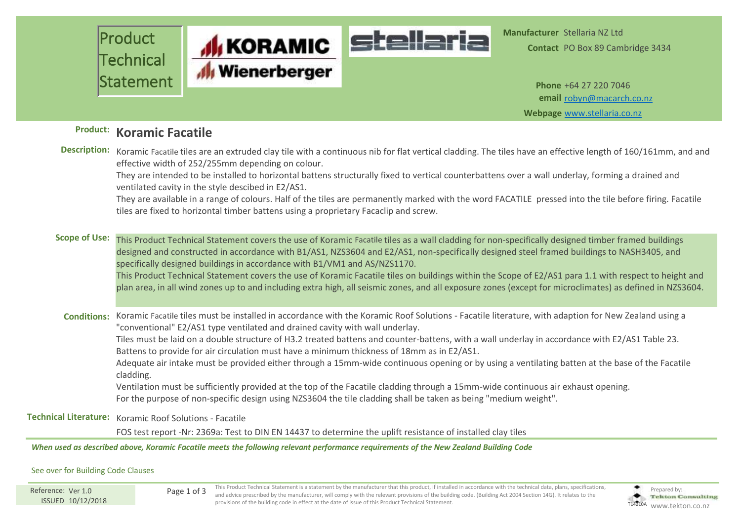# Product Technical Statement

**KORAMIC Wienerberger** | **stellaria**

**Manufacturer** Stellaria NZ Ltd
**Contact** PO Box 89 Cambridge 3434

**Phone** +64 27 220 7046
**email** robyn@macarch.co.nz
**Webpage** www.stellaria.co.nz

## Product: Koramic Facatile

**Description:** Koramic Facatile tiles are an extruded clay tile with a continuous nib for flat vertical cladding. The tiles have an effective length of 160/161mm, and and effective width of 252/255mm depending on colour.
They are intended to be installed to horizontal battens structurally fixed to vertical counterbattens over a wall underlay, forming a drained and ventilated cavity in the style descibed in E2/AS1.
They are available in a range of colours. Half of the tiles are permanently marked with the word FACATILE pressed into the tile before firing. Facatile tiles are fixed to horizontal timber battens using a proprietary Facaclip and screw.

**Scope of Use:** This Product Technical Statement covers the use of Koramic Facatile tiles as a wall cladding for non-specifically designed timber framed buildings designed and constructed in accordance with B1/AS1, NZS3604 and E2/AS1, non-specifically designed steel framed buildings to NASH3405, and specifically designed buildings in accordance with B1/VM1 and AS/NZS1170.
This Product Technical Statement covers the use of Koramic Facatile tiles on buildings within the Scope of E2/AS1 para 1.1 with respect to height and plan area, in all wind zones up to and including extra high, all seismic zones, and all exposure zones (except for microclimates) as defined in NZS3604.

**Conditions:** Koramic Facatile tiles must be installed in accordance with the Koramic Roof Solutions - Facatile literature, with adaption for New Zealand using a "conventional" E2/AS1 type ventilated and drained cavity with wall underlay.
Tiles must be laid on a double structure of H3.2 treated battens and counter-battens, with a wall underlay in accordance with E2/AS1 Table 23.
Battens to provide for air circulation must have a minimum thickness of 18mm as in E2/AS1.
Adequate air intake must be provided either through a 15mm-wide continuous opening or by using a ventilating batten at the base of the Facatile cladding.
Ventilation must be sufficiently provided at the top of the Facatile cladding through a 15mm-wide continuous air exhaust opening.
For the purpose of non-specific design using NZS3604 the tile cladding shall be taken as being "medium weight".

**Technical Literature:** Koramic Roof Solutions - Facatile
FOS test report -Nr: 2369a: Test to DIN EN 14437 to determine the uplift resistance of installed clay tiles

***When used as described above, Koramic Facatile meets the following relevant performance requirements of the New Zealand Building Code***

See over for Building Code Clauses

Reference: Ver 1.0
ISSUED 10/12/2018

This Product Technical Statement is a statement by the manufacturer that this product, if installed in accordance with the technical data, plans, specifications, and advice prescribed by the manufacturer, will comply with the relevant provisions of the building code. (Building Act 2004 Section 14G). It relates to the provisions of the building code in effect at the date of issue of this Product Technical Statement.

T14210A Prepared by: Tekton Consulting www.tekton.co.nz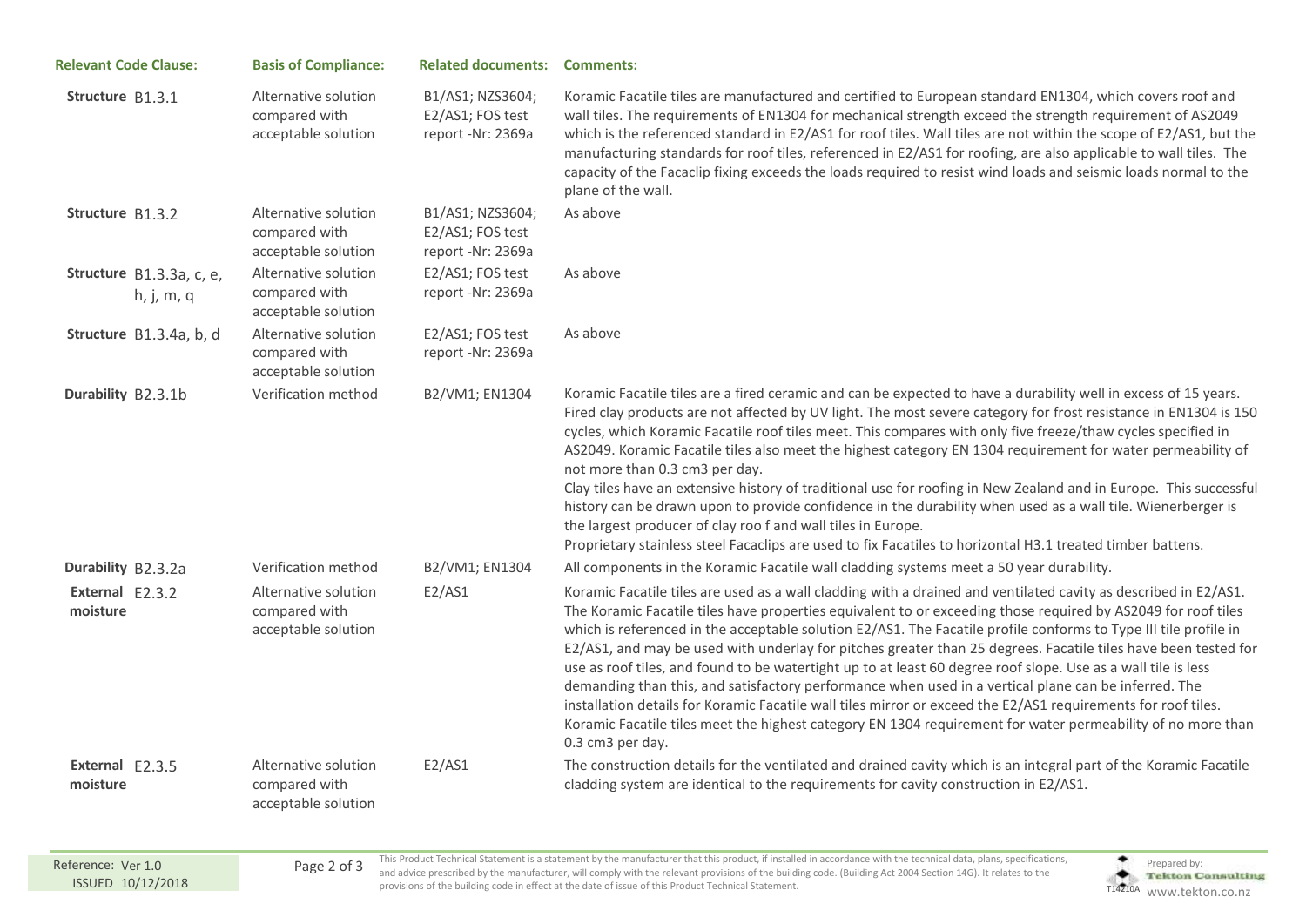| Relevant Code Clause: | Basis of Compliance: | Related documents: | Comments: |
|---|---|---|---|
| **Structure** B1.3.1 | Alternative solution compared with acceptable solution | B1/AS1; NZS3604; E2/AS1; FOS test report -Nr: 2369a | Koramic Facatile tiles are manufactured and certified to European standard EN1304, which covers roof and wall tiles. The requirements of EN1304 for mechanical strength exceed the strength requirement of AS2049 which is the referenced standard in E2/AS1 for roof tiles. Wall tiles are not within the scope of E2/AS1, but the manufacturing standards for roof tiles, referenced in E2/AS1 for roofing, are also applicable to wall tiles. The capacity of the Facaclip fixing exceeds the loads required to resist wind loads and seismic loads normal to the plane of the wall. |
| **Structure** B1.3.2 | Alternative solution compared with acceptable solution | B1/AS1; NZS3604; E2/AS1; FOS test report -Nr: 2369a | As above |
| **Structure** B1.3.3a, c, e, h, j, m, q | Alternative solution compared with acceptable solution | E2/AS1; FOS test report -Nr: 2369a | As above |
| **Structure** B1.3.4a, b, d | Alternative solution compared with acceptable solution | E2/AS1; FOS test report -Nr: 2369a | As above |
| **Durability** B2.3.1b | Verification method | B2/VM1; EN1304 | Koramic Facatile tiles are a fired ceramic and can be expected to have a durability well in excess of 15 years. Fired clay products are not affected by UV light. The most severe category for frost resistance in EN1304 is 150 cycles, which Koramic Facatile roof tiles meet. This compares with only five freeze/thaw cycles specified in AS2049. Koramic Facatile tiles also meet the highest category EN 1304 requirement for water permeability of not more than 0.3 cm3 per day.<br>Clay tiles have an extensive history of traditional use for roofing in New Zealand and in Europe. This successful history can be drawn upon to provide confidence in the durability when used as a wall tile. Wienerberger is the largest producer of clay roo f and wall tiles in Europe.<br>Proprietary stainless steel Facaclips are used to fix Facatiles to horizontal H3.1 treated timber battens. |
| **Durability** B2.3.2a | Verification method | B2/VM1; EN1304 | All components in the Koramic Facatile wall cladding systems meet a 50 year durability. |
| **External moisture** E2.3.2 | Alternative solution compared with acceptable solution | E2/AS1 | Koramic Facatile tiles are used as a wall cladding with a drained and ventilated cavity as described in E2/AS1. The Koramic Facatile tiles have properties equivalent to or exceeding those required by AS2049 for roof tiles which is referenced in the acceptable solution E2/AS1. The Facatile profile conforms to Type III tile profile in E2/AS1, and may be used with underlay for pitches greater than 25 degrees. Facatile tiles have been tested for use as roof tiles, and found to be watertight up to at least 60 degree roof slope. Use as a wall tile is less demanding than this, and satisfactory performance when used in a vertical plane can be inferred. The installation details for Koramic Facatile wall tiles mirror or exceed the E2/AS1 requirements for roof tiles. Koramic Facatile tiles meet the highest category EN 1304 requirement for water permeability of no more than 0.3 cm3 per day. |
| **External moisture** E2.3.5 | Alternative solution compared with acceptable solution | E2/AS1 | The construction details for the ventilated and drained cavity which is an integral part of the Koramic Facatile cladding system are identical to the requirements for cavity construction in E2/AS1. |

Reference: Ver 1.0
ISSUED 10/12/2018

This Product Technical Statement is a statement by the manufacturer that this product, if installed in accordance with the technical data, plans, specifications, and advice prescribed by the manufacturer, will comply with the relevant provisions of the building code. (Building Act 2004 Section 14G). It relates to the provisions of the building code in effect at the date of issue of this Product Technical Statement.

T14210A Prepared by: Tekton Consulting www.tekton.co.nz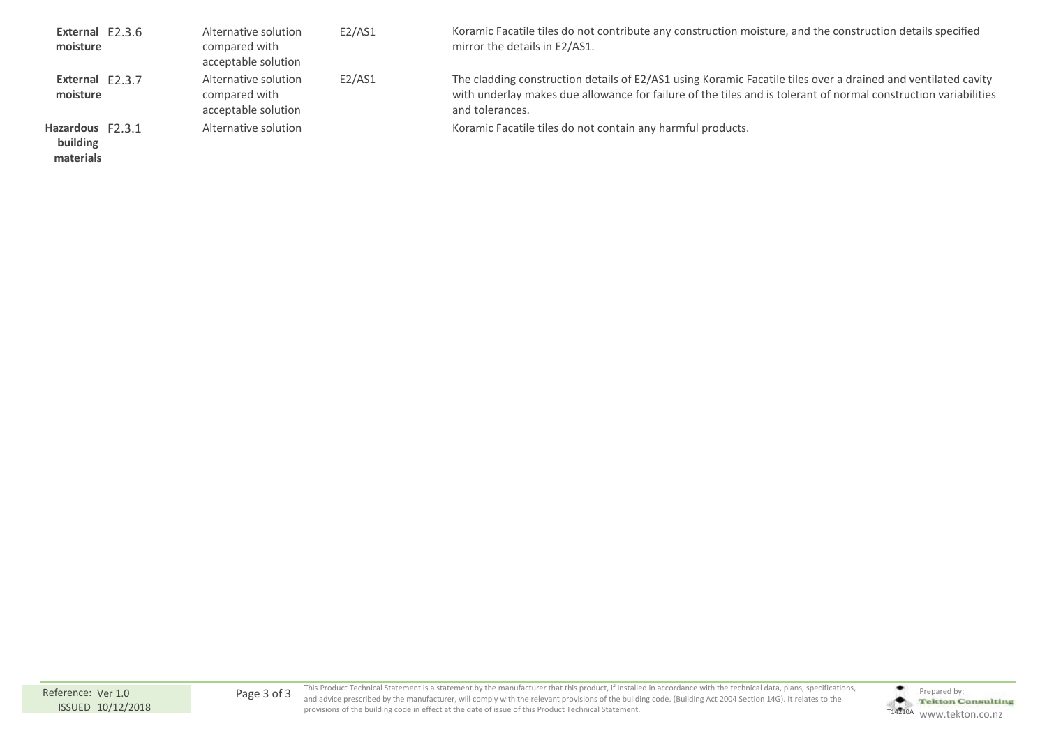| | | | | |
|---|---|---|---|---|
| **External moisture** | E2.3.6 | Alternative solution compared with acceptable solution | E2/AS1 | Koramic Facatile tiles do not contribute any construction moisture, and the construction details specified mirror the details in E2/AS1. |
| **External moisture** | E2.3.7 | Alternative solution compared with acceptable solution | E2/AS1 | The cladding construction details of E2/AS1 using Koramic Facatile tiles over a drained and ventilated cavity with underlay makes due allowance for failure of the tiles and is tolerant of normal construction variabilities and tolerances. |
| **Hazardous building materials** | F2.3.1 | Alternative solution | | Koramic Facatile tiles do not contain any harmful products. |

Reference: Ver 1.0
ISSUED 10/12/2018

This Product Technical Statement is a statement by the manufacturer that this product, if installed in accordance with the technical data, plans, specifications, and advice prescribed by the manufacturer, will comply with the relevant provisions of the building code. (Building Act 2004 Section 14G). It relates to the provisions of the building code in effect at the date of issue of this Product Technical Statement.

Prepared by: Tekton Consulting
T14210A www.tekton.co.nz